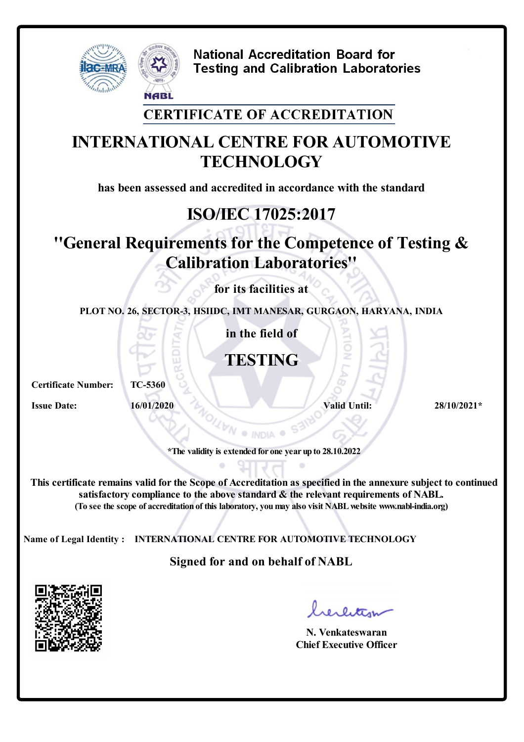**National Accreditation Board for Testing and Calibration Laboratories**

NABL

## CERTIFICATE OF ACCREDITATION

# INTERNATIONAL CENTRE FOR AUTOMOTIVE TECHNOLOGY

has been assessed and accredited in accordance with the standard

## ISO/IEC 17025:2017

## "General Requirements for the Competence of Testing & Calibration Laboratories"

for its facilities at

PLOT NO. 26, SECTOR-3, HSIIDC, IMT MANESAR, GURGAON, HARYANA, INDIA

in the field of

## TESTING

**Certificate Number:** TC-5360

**Issue Date:** 16/01/2020 **Valid Until:** 28/10/2021*

*The validity is extended for one year up to 28.10.2022

This certificate remains valid for the Scope of Accreditation as specified in the annexure subject to continued satisfactory compliance to the above standard & the relevant requirements of NABL.
(To see the scope of accreditation of this laboratory, you may also visit NABL website www.nabl-india.org)

**Name of Legal Identity :** INTERNATIONAL CENTRE FOR AUTOMOTIVE TECHNOLOGY

Signed for and on behalf of NABL

N. Venkateswaran
Chief Executive Officer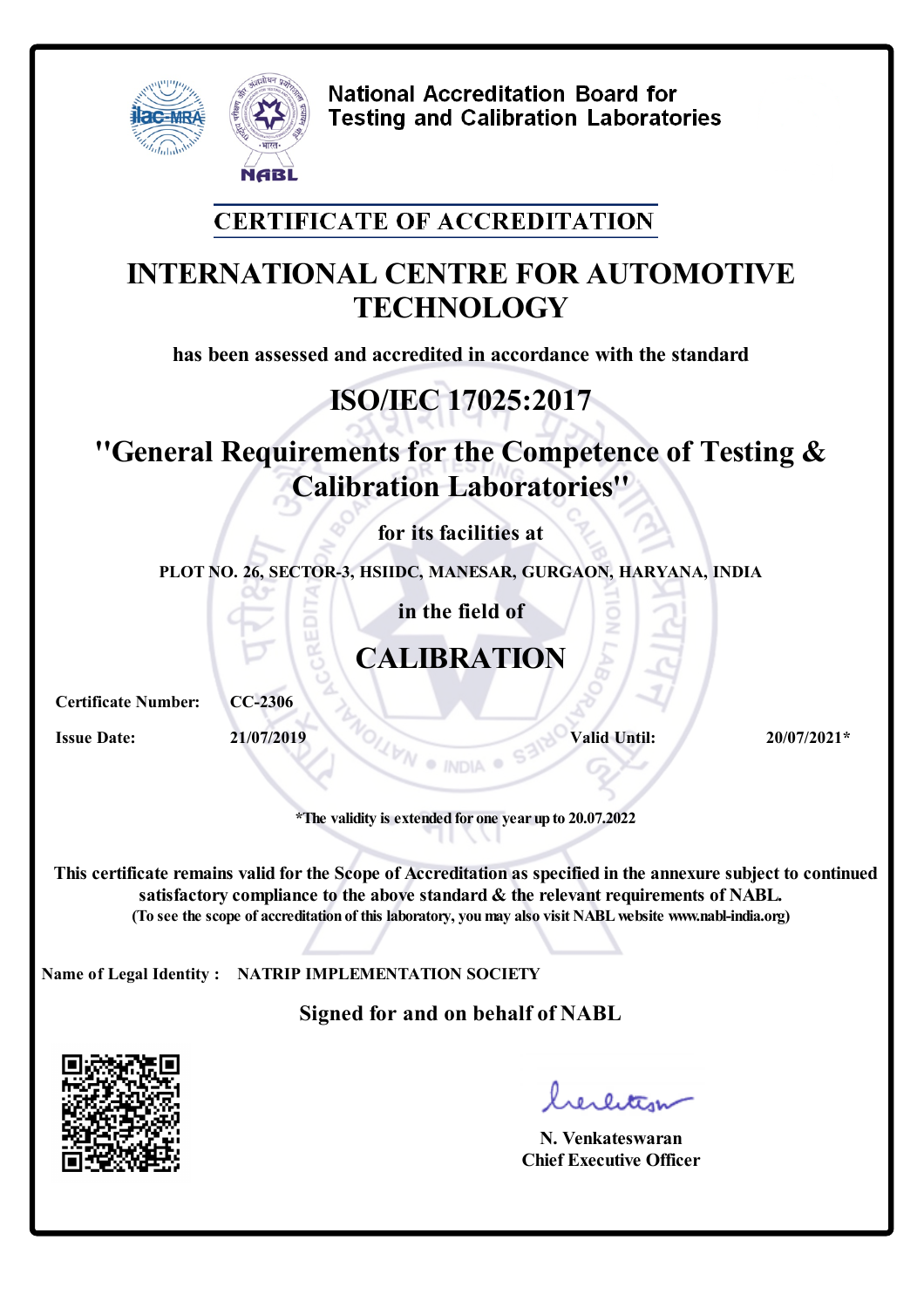National Accreditation Board for Testing and Calibration Laboratories

## CERTIFICATE OF ACCREDITATION

# INTERNATIONAL CENTRE FOR AUTOMOTIVE TECHNOLOGY

**has been assessed and accredited in accordance with the standard**

## ISO/IEC 17025:2017

## "General Requirements for the Competence of Testing & Calibration Laboratories"

**for its facilities at**

**PLOT NO. 26, SECTOR-3, HSIIDC, MANESAR, GURGAON, HARYANA, INDIA**

**in the field of**

## CALIBRATION

| | | | |
|---|---|---|---|
| **Certificate Number:** | **CC-2306** | | |
| **Issue Date:** | **21/07/2019** | **Valid Until:** | **20/07/2021*** |

***The validity is extended for one year up to 20.07.2022**

**This certificate remains valid for the Scope of Accreditation as specified in the annexure subject to continued satisfactory compliance to the above standard & the relevant requirements of NABL.**
**(To see the scope of accreditation of this laboratory, you may also visit NABL website www.nabl-india.org)**

**Name of Legal Identity : NATRIP IMPLEMENTATION SOCIETY**

**Signed for and on behalf of NABL**

**N. Venkateswaran**
**Chief Executive Officer**